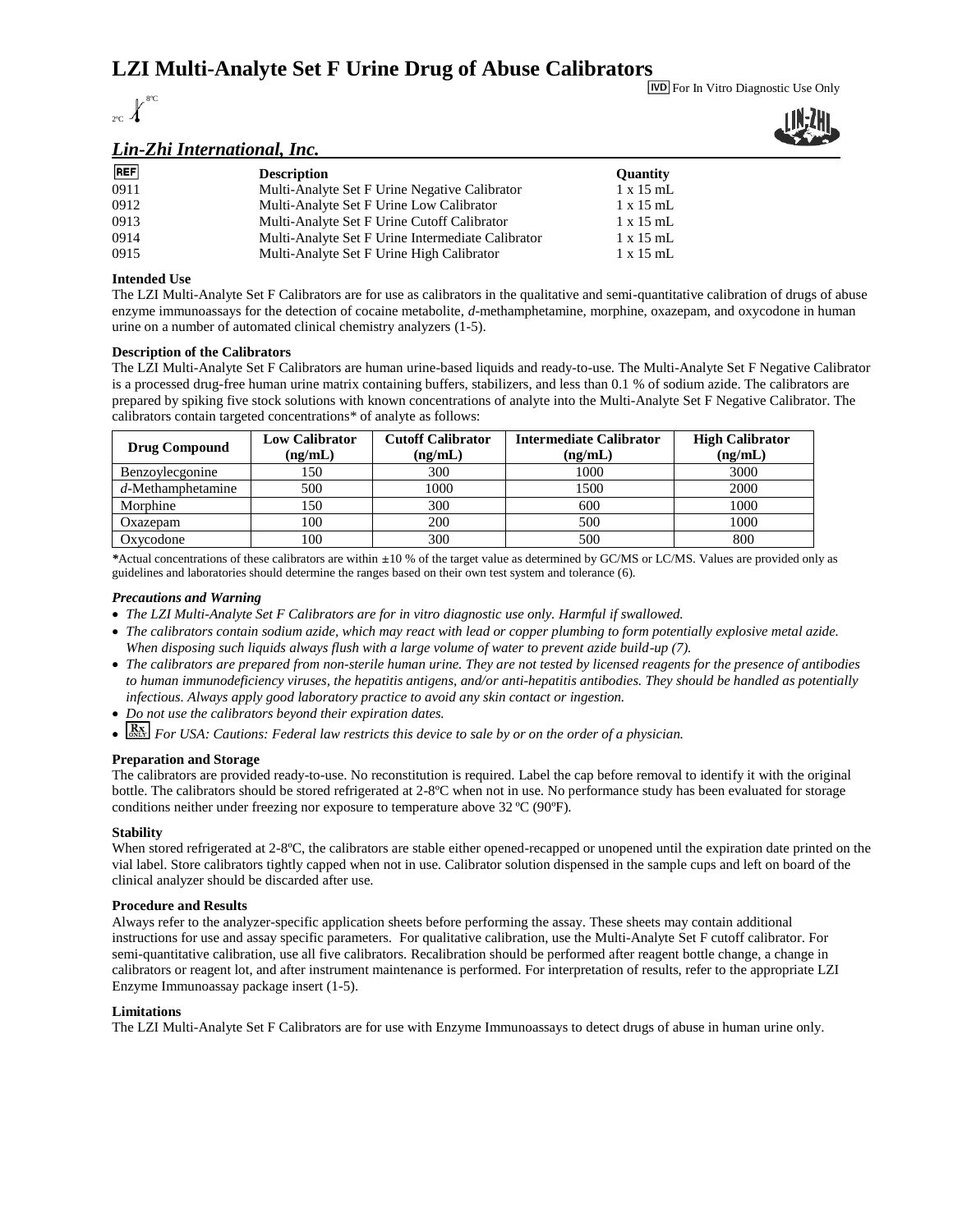# LZI Multi-Analyte Set F Urine Drug of Abuse Calibrators

IVD For In Vitro Diagnostic Use Only

2ºC 8ºC

## *Lin-Zhi International, Inc.*

| REF | Description | Quantity |
|---|---|---|
| 0911 | Multi-Analyte Set F Urine Negative Calibrator | 1 x 15 mL |
| 0912 | Multi-Analyte Set F Urine Low Calibrator | 1 x 15 mL |
| 0913 | Multi-Analyte Set F Urine Cutoff Calibrator | 1 x 15 mL |
| 0914 | Multi-Analyte Set F Urine Intermediate Calibrator | 1 x 15 mL |
| 0915 | Multi-Analyte Set F Urine High Calibrator | 1 x 15 mL |

**Intended Use**

The LZI Multi-Analyte Set F Calibrators are for use as calibrators in the qualitative and semi-quantitative calibration of drugs of abuse enzyme immunoassays for the detection of cocaine metabolite, *d*-methamphetamine, morphine, oxazepam, and oxycodone in human urine on a number of automated clinical chemistry analyzers (1-5).

**Description of the Calibrators**

The LZI Multi-Analyte Set F Calibrators are human urine-based liquids and ready-to-use. The Multi-Analyte Set F Negative Calibrator is a processed drug-free human urine matrix containing buffers, stabilizers, and less than 0.1 % of sodium azide. The calibrators are prepared by spiking five stock solutions with known concentrations of analyte into the Multi-Analyte Set F Negative Calibrator. The calibrators contain targeted concentrations* of analyte as follows:

| Drug Compound | Low Calibrator (ng/mL) | Cutoff Calibrator (ng/mL) | Intermediate Calibrator (ng/mL) | High Calibrator (ng/mL) |
|---|---|---|---|---|
| Benzoylecgonine | 150 | 300 | 1000 | 3000 |
| *d*-Methamphetamine | 500 | 1000 | 1500 | 2000 |
| Morphine | 150 | 300 | 600 | 1000 |
| Oxazepam | 100 | 200 | 500 | 1000 |
| Oxycodone | 100 | 300 | 500 | 800 |

*Actual concentrations of these calibrators are within ±10 % of the target value as determined by GC/MS or LC/MS. Values are provided only as guidelines and laboratories should determine the ranges based on their own test system and tolerance (6).

***Precautions and Warning***

- *The LZI Multi-Analyte Set F Calibrators are for in vitro diagnostic use only. Harmful if swallowed.*
- *The calibrators contain sodium azide, which may react with lead or copper plumbing to form potentially explosive metal azide. When disposing such liquids always flush with a large volume of water to prevent azide build-up (7).*
- *The calibrators are prepared from non-sterile human urine. They are not tested by licensed reagents for the presence of antibodies to human immunodeficiency viruses, the hepatitis antigens, and/or anti-hepatitis antibodies. They should be handled as potentially infectious. Always apply good laboratory practice to avoid any skin contact or ingestion.*
- *Do not use the calibrators beyond their expiration dates.*
- Rx ONLY *For USA: Cautions: Federal law restricts this device to sale by or on the order of a physician.*

**Preparation and Storage**

The calibrators are provided ready-to-use. No reconstitution is required. Label the cap before removal to identify it with the original bottle. The calibrators should be stored refrigerated at 2-8ºC when not in use. No performance study has been evaluated for storage conditions neither under freezing nor exposure to temperature above 32 ºC (90ºF).

**Stability**

When stored refrigerated at 2-8ºC, the calibrators are stable either opened-recapped or unopened until the expiration date printed on the vial label. Store calibrators tightly capped when not in use. Calibrator solution dispensed in the sample cups and left on board of the clinical analyzer should be discarded after use.

**Procedure and Results**

Always refer to the analyzer-specific application sheets before performing the assay. These sheets may contain additional instructions for use and assay specific parameters. For qualitative calibration, use the Multi-Analyte Set F cutoff calibrator. For semi-quantitative calibration, use all five calibrators. Recalibration should be performed after reagent bottle change, a change in calibrators or reagent lot, and after instrument maintenance is performed. For interpretation of results, refer to the appropriate LZI Enzyme Immunoassay package insert (1-5).

**Limitations**

The LZI Multi-Analyte Set F Calibrators are for use with Enzyme Immunoassays to detect drugs of abuse in human urine only.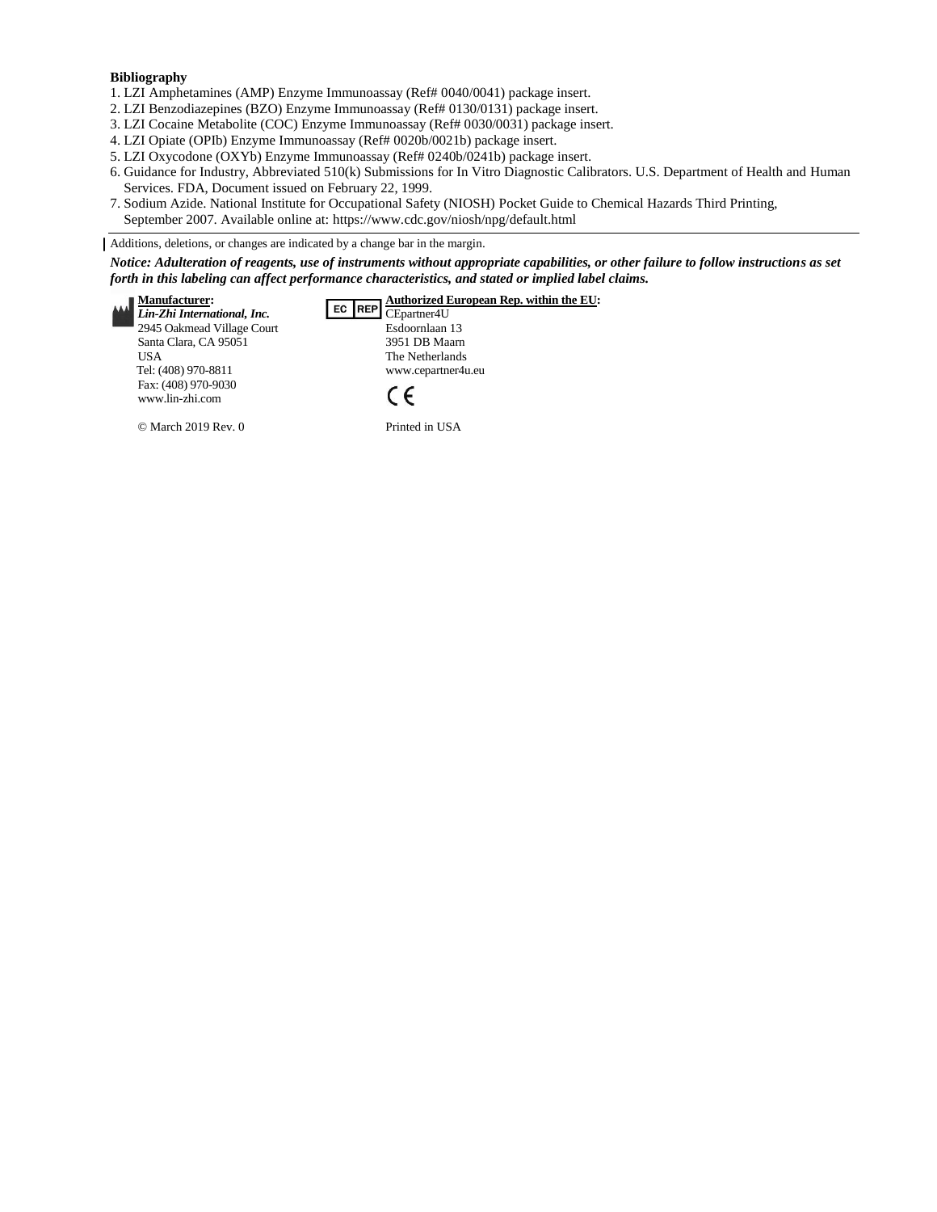**Bibliography**

1. LZI Amphetamines (AMP) Enzyme Immunoassay (Ref# 0040/0041) package insert.
2. LZI Benzodiazepines (BZO) Enzyme Immunoassay (Ref# 0130/0131) package insert.
3. LZI Cocaine Metabolite (COC) Enzyme Immunoassay (Ref# 0030/0031) package insert.
4. LZI Opiate (OPIb) Enzyme Immunoassay (Ref# 0020b/0021b) package insert.
5. LZI Oxycodone (OXYb) Enzyme Immunoassay (Ref# 0240b/0241b) package insert.
6. Guidance for Industry, Abbreviated 510(k) Submissions for In Vitro Diagnostic Calibrators. U.S. Department of Health and Human Services. FDA, Document issued on February 22, 1999.
7. Sodium Azide. National Institute for Occupational Safety (NIOSH) Pocket Guide to Chemical Hazards Third Printing, September 2007. Available online at: https://www.cdc.gov/niosh/npg/default.html

Additions, deletions, or changes are indicated by a change bar in the margin.

***Notice: Adulteration of reagents, use of instruments without appropriate capabilities, or other failure to follow instructions as set forth in this labeling can affect performance characteristics, and stated or implied label claims.***

**Manufacturer:**
***Lin-Zhi International, Inc.***
2945 Oakmead Village Court
Santa Clara, CA 95051
USA
Tel: (408) 970-8811
Fax: (408) 970-9030
www.lin-zhi.com

© March 2019 Rev. 0

EC REP **Authorized European Rep. within the EU:**
CEpartner4U
Esdoornlaan 13
3951 DB Maarn
The Netherlands
www.cepartner4u.eu

CE

Printed in USA